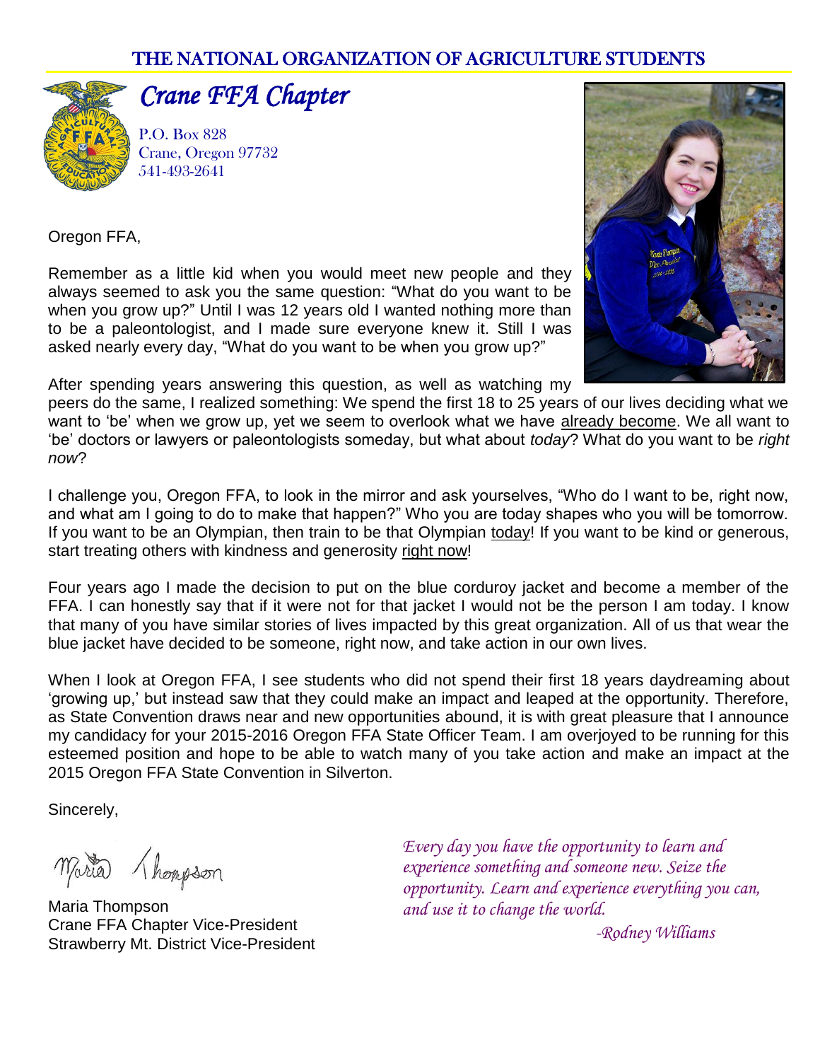THE NATIONAL ORGANIZATION OF AGRICULTURE STUDENTS

# *Crane FFA Chapter*

P.O. Box 828
Crane, Oregon 97732
541-493-2641

Oregon FFA,

Remember as a little kid when you would meet new people and they always seemed to ask you the same question: "What do you want to be when you grow up?" Until I was 12 years old I wanted nothing more than to be a paleontologist, and I made sure everyone knew it. Still I was asked nearly every day, "What do you want to be when you grow up?"

After spending years answering this question, as well as watching my peers do the same, I realized something: We spend the first 18 to 25 years of our lives deciding what we want to 'be' when we grow up, yet we seem to overlook what we have already become. We all want to 'be' doctors or lawyers or paleontologists someday, but what about *today*? What do you want to be *right now*?

I challenge you, Oregon FFA, to look in the mirror and ask yourselves, "Who do I want to be, right now, and what am I going to do to make that happen?" Who you are today shapes who you will be tomorrow. If you want to be an Olympian, then train to be that Olympian today! If you want to be kind or generous, start treating others with kindness and generosity right now!

Four years ago I made the decision to put on the blue corduroy jacket and become a member of the FFA. I can honestly say that if it were not for that jacket I would not be the person I am today. I know that many of you have similar stories of lives impacted by this great organization. All of us that wear the blue jacket have decided to be someone, right now, and take action in our own lives.

When I look at Oregon FFA, I see students who did not spend their first 18 years daydreaming about 'growing up,' but instead saw that they could make an impact and leaped at the opportunity. Therefore, as State Convention draws near and new opportunities abound, it is with great pleasure that I announce my candidacy for your 2015-2016 Oregon FFA State Officer Team. I am overjoyed to be running for this esteemed position and hope to be able to watch many of you take action and make an impact at the 2015 Oregon FFA State Convention in Silverton.

Sincerely,

Maria Thompson
Crane FFA Chapter Vice-President
Strawberry Mt. District Vice-President

*Every day you have the opportunity to learn and experience something and someone new. Seize the opportunity. Learn and experience everything you can, and use it to change the world.*

*-Rodney Williams*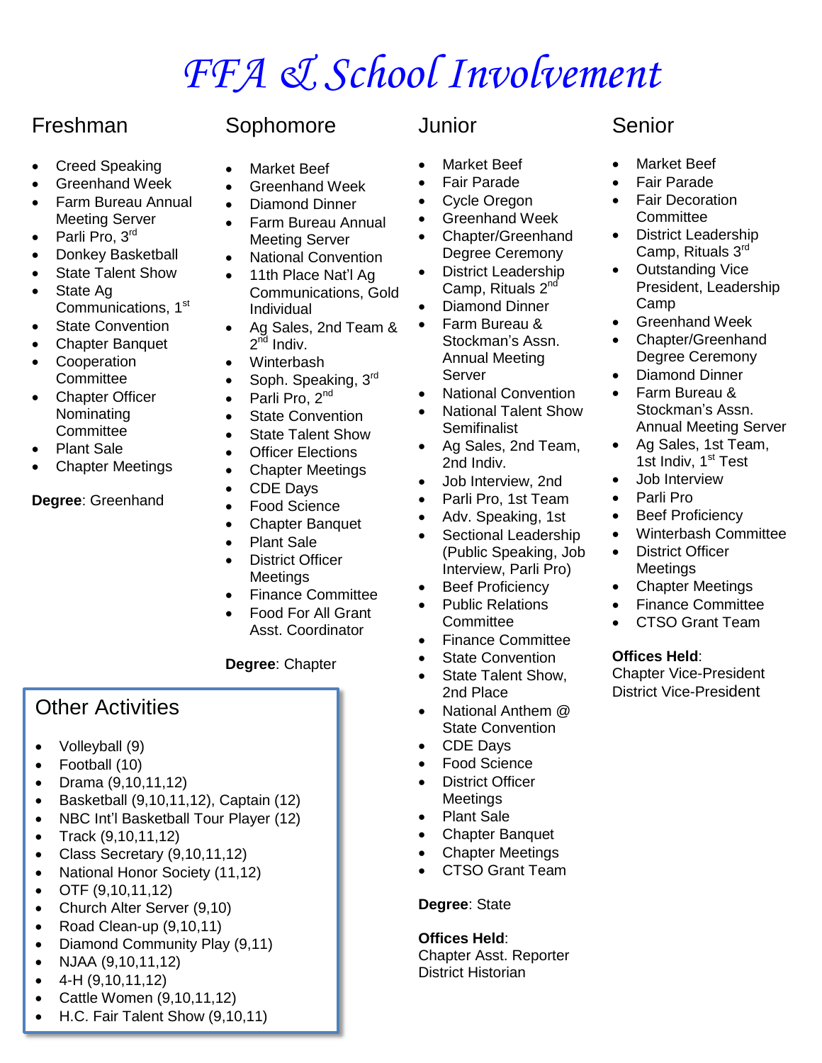# FFA & School Involvement

## Freshman

- Creed Speaking
- Greenhand Week
- Farm Bureau Annual Meeting Server
- Parli Pro, 3rd
- Donkey Basketball
- State Talent Show
- State Ag Communications, 1st
- State Convention
- Chapter Banquet
- Cooperation Committee
- Chapter Officer Nominating Committee
- Plant Sale
- Chapter Meetings

**Degree**: Greenhand

## Sophomore

- Market Beef
- Greenhand Week
- Diamond Dinner
- Farm Bureau Annual Meeting Server
- National Convention
- 11th Place Nat'l Ag Communications, Gold Individual
- Ag Sales, 2nd Team & 2nd Indiv.
- Winterbash
- Soph. Speaking, 3rd
- Parli Pro, 2nd
- State Convention
- State Talent Show
- Officer Elections
- Chapter Meetings
- CDE Days
- Food Science
- Chapter Banquet
- Plant Sale
- District Officer Meetings
- Finance Committee
- Food For All Grant Asst. Coordinator

**Degree**: Chapter

## Junior

- Market Beef
- Fair Parade
- Cycle Oregon
- Greenhand Week
- Chapter/Greenhand Degree Ceremony
- District Leadership Camp, Rituals 2nd
- Diamond Dinner
- Farm Bureau & Stockman's Assn. Annual Meeting Server
- National Convention
- National Talent Show Semifinalist
- Ag Sales, 2nd Team, 2nd Indiv.
- Job Interview, 2nd
- Parli Pro, 1st Team
- Adv. Speaking, 1st
- Sectional Leadership (Public Speaking, Job Interview, Parli Pro)
- Beef Proficiency
- Public Relations Committee
- Finance Committee
- State Convention
- State Talent Show, 2nd Place
- National Anthem @ State Convention
- CDE Days
- Food Science
- District Officer Meetings
- Plant Sale
- Chapter Banquet
- Chapter Meetings
- CTSO Grant Team

**Degree**: State

**Offices Held**:
Chapter Asst. Reporter
District Historian

## Senior

- Market Beef
- Fair Parade
- Fair Decoration Committee
- District Leadership Camp, Rituals 3rd
- Outstanding Vice President, Leadership Camp
- Greenhand Week
- Chapter/Greenhand Degree Ceremony
- Diamond Dinner
- Farm Bureau & Stockman's Assn. Annual Meeting Server
- Ag Sales, 1st Team, 1st Indiv, 1st Test
- Job Interview
- Parli Pro
- Beef Proficiency
- Winterbash Committee
- District Officer Meetings
- Chapter Meetings
- Finance Committee
- CTSO Grant Team

**Offices Held**:
Chapter Vice-President
District Vice-President

## Other Activities

- Volleyball (9)
- Football (10)
- Drama (9,10,11,12)
- Basketball (9,10,11,12), Captain (12)
- NBC Int'l Basketball Tour Player (12)
- Track (9,10,11,12)
- Class Secretary (9,10,11,12)
- National Honor Society (11,12)
- OTF (9,10,11,12)
- Church Alter Server (9,10)
- Road Clean-up (9,10,11)
- Diamond Community Play (9,11)
- NJAA (9,10,11,12)
- 4-H (9,10,11,12)
- Cattle Women (9,10,11,12)
- H.C. Fair Talent Show (9,10,11)